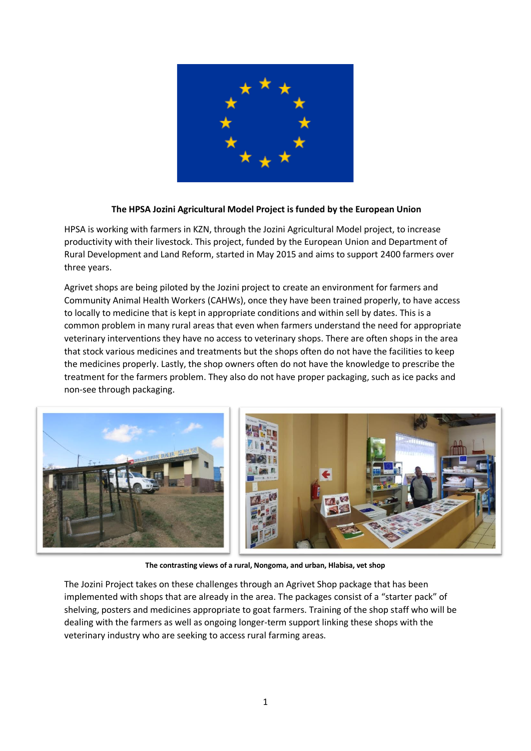**The HPSA Jozini Agricultural Model Project is funded by the European Union**

HPSA is working with farmers in KZN, through the Jozini Agricultural Model project, to increase productivity with their livestock. This project, funded by the European Union and Department of Rural Development and Land Reform, started in May 2015 and aims to support 2400 farmers over three years.

Agrivet shops are being piloted by the Jozini project to create an environment for farmers and Community Animal Health Workers (CAHWs), once they have been trained properly, to have access to locally to medicine that is kept in appropriate conditions and within sell by dates. This is a common problem in many rural areas that even when farmers understand the need for appropriate veterinary interventions they have no access to veterinary shops. There are often shops in the area that stock various medicines and treatments but the shops often do not have the facilities to keep the medicines properly. Lastly, the shop owners often do not have the knowledge to prescribe the treatment for the farmers problem. They also do not have proper packaging, such as ice packs and non-see through packaging.

**The contrasting views of a rural, Nongoma, and urban, Hlabisa, vet shop**

The Jozini Project takes on these challenges through an Agrivet Shop package that has been implemented with shops that are already in the area. The packages consist of a "starter pack" of shelving, posters and medicines appropriate to goat farmers. Training of the shop staff who will be dealing with the farmers as well as ongoing longer-term support linking these shops with the veterinary industry who are seeking to access rural farming areas.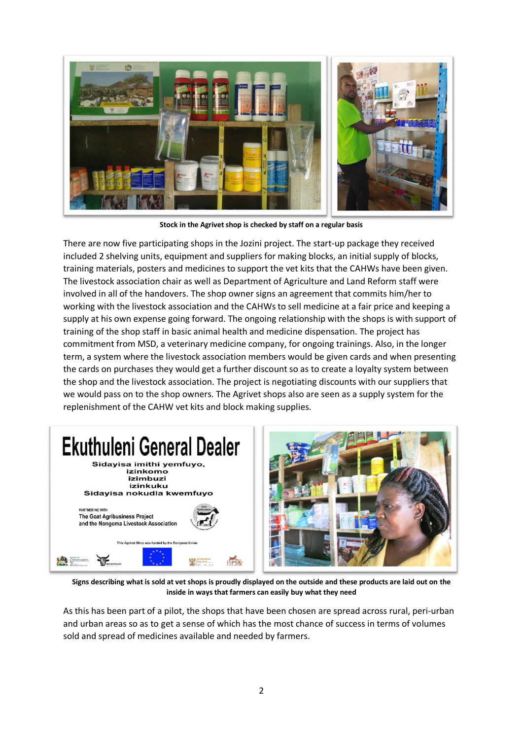**Stock in the Agrivet shop is checked by staff on a regular basis**

There are now five participating shops in the Jozini project. The start-up package they received included 2 shelving units, equipment and suppliers for making blocks, an initial supply of blocks, training materials, posters and medicines to support the vet kits that the CAHWs have been given. The livestock association chair as well as Department of Agriculture and Land Reform staff were involved in all of the handovers. The shop owner signs an agreement that commits him/her to working with the livestock association and the CAHWs to sell medicine at a fair price and keeping a supply at his own expense going forward. The ongoing relationship with the shops is with support of training of the shop staff in basic animal health and medicine dispensation. The project has commitment from MSD, a veterinary medicine company, for ongoing trainings. Also, in the longer term, a system where the livestock association members would be given cards and when presenting the cards on purchases they would get a further discount so as to create a loyalty system between the shop and the livestock association. The project is negotiating discounts with our suppliers that we would pass on to the shop owners. The Agrivet shops also are seen as a supply system for the replenishment of the CAHW vet kits and block making supplies.

**Signs describing what is sold at vet shops is proudly displayed on the outside and these products are laid out on the inside in ways that farmers can easily buy what they need**

As this has been part of a pilot, the shops that have been chosen are spread across rural, peri-urban and urban areas so as to get a sense of which has the most chance of success in terms of volumes sold and spread of medicines available and needed by farmers.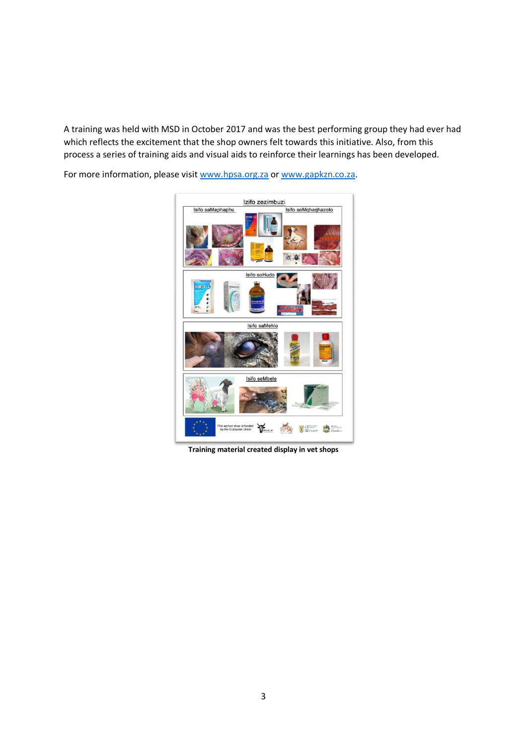A training was held with MSD in October 2017 and was the best performing group they had ever had which reflects the excitement that the shop owners felt towards this initiative. Also, from this process a series of training aids and visual aids to reinforce their learnings has been developed.

For more information, please visit www.hpsa.org.za or www.gapkzn.co.za.

**Training material created display in vet shops**